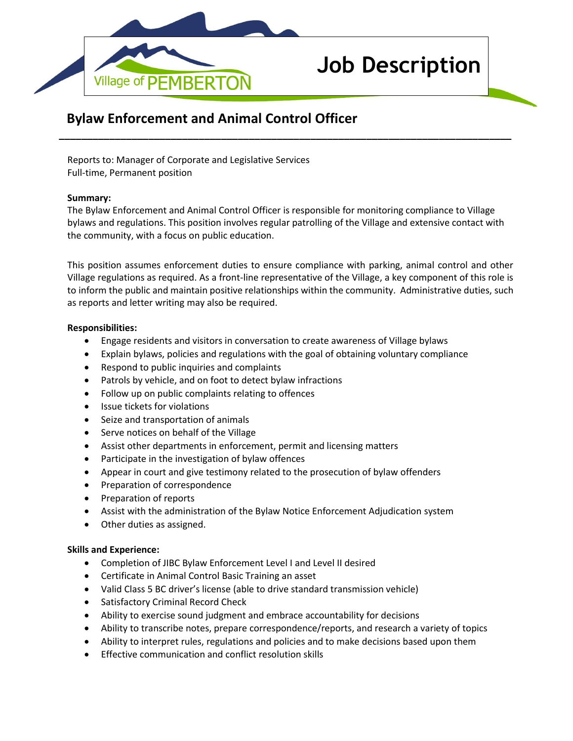Village of PEMBERTON

# Job Description

## Bylaw Enforcement and Animal Control Officer

Reports to: Manager of Corporate and Legislative Services
Full-time, Permanent position

**Summary:**
The Bylaw Enforcement and Animal Control Officer is responsible for monitoring compliance to Village bylaws and regulations. This position involves regular patrolling of the Village and extensive contact with the community, with a focus on public education.

This position assumes enforcement duties to ensure compliance with parking, animal control and other Village regulations as required. As a front-line representative of the Village, a key component of this role is to inform the public and maintain positive relationships within the community. Administrative duties, such as reports and letter writing may also be required.

**Responsibilities:**

- Engage residents and visitors in conversation to create awareness of Village bylaws
- Explain bylaws, policies and regulations with the goal of obtaining voluntary compliance
- Respond to public inquiries and complaints
- Patrols by vehicle, and on foot to detect bylaw infractions
- Follow up on public complaints relating to offences
- Issue tickets for violations
- Seize and transportation of animals
- Serve notices on behalf of the Village
- Assist other departments in enforcement, permit and licensing matters
- Participate in the investigation of bylaw offences
- Appear in court and give testimony related to the prosecution of bylaw offenders
- Preparation of correspondence
- Preparation of reports
- Assist with the administration of the Bylaw Notice Enforcement Adjudication system
- Other duties as assigned.

**Skills and Experience:**

- Completion of JIBC Bylaw Enforcement Level I and Level II desired
- Certificate in Animal Control Basic Training an asset
- Valid Class 5 BC driver's license (able to drive standard transmission vehicle)
- Satisfactory Criminal Record Check
- Ability to exercise sound judgment and embrace accountability for decisions
- Ability to transcribe notes, prepare correspondence/reports, and research a variety of topics
- Ability to interpret rules, regulations and policies and to make decisions based upon them
- Effective communication and conflict resolution skills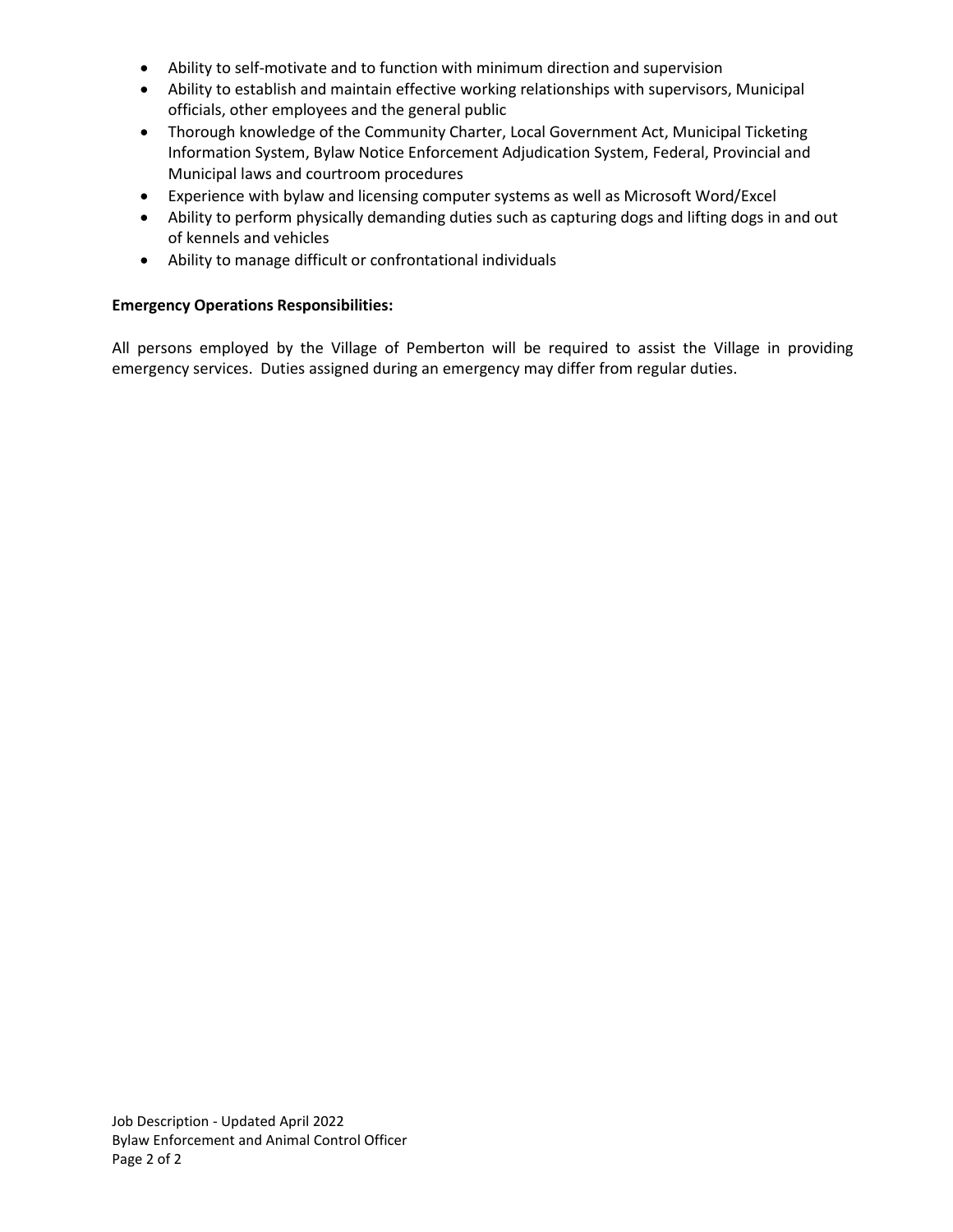- Ability to self-motivate and to function with minimum direction and supervision
- Ability to establish and maintain effective working relationships with supervisors, Municipal officials, other employees and the general public
- Thorough knowledge of the Community Charter, Local Government Act, Municipal Ticketing Information System, Bylaw Notice Enforcement Adjudication System, Federal, Provincial and Municipal laws and courtroom procedures
- Experience with bylaw and licensing computer systems as well as Microsoft Word/Excel
- Ability to perform physically demanding duties such as capturing dogs and lifting dogs in and out of kennels and vehicles
- Ability to manage difficult or confrontational individuals

**Emergency Operations Responsibilities:**

All persons employed by the Village of Pemberton will be required to assist the Village in providing emergency services. Duties assigned during an emergency may differ from regular duties.